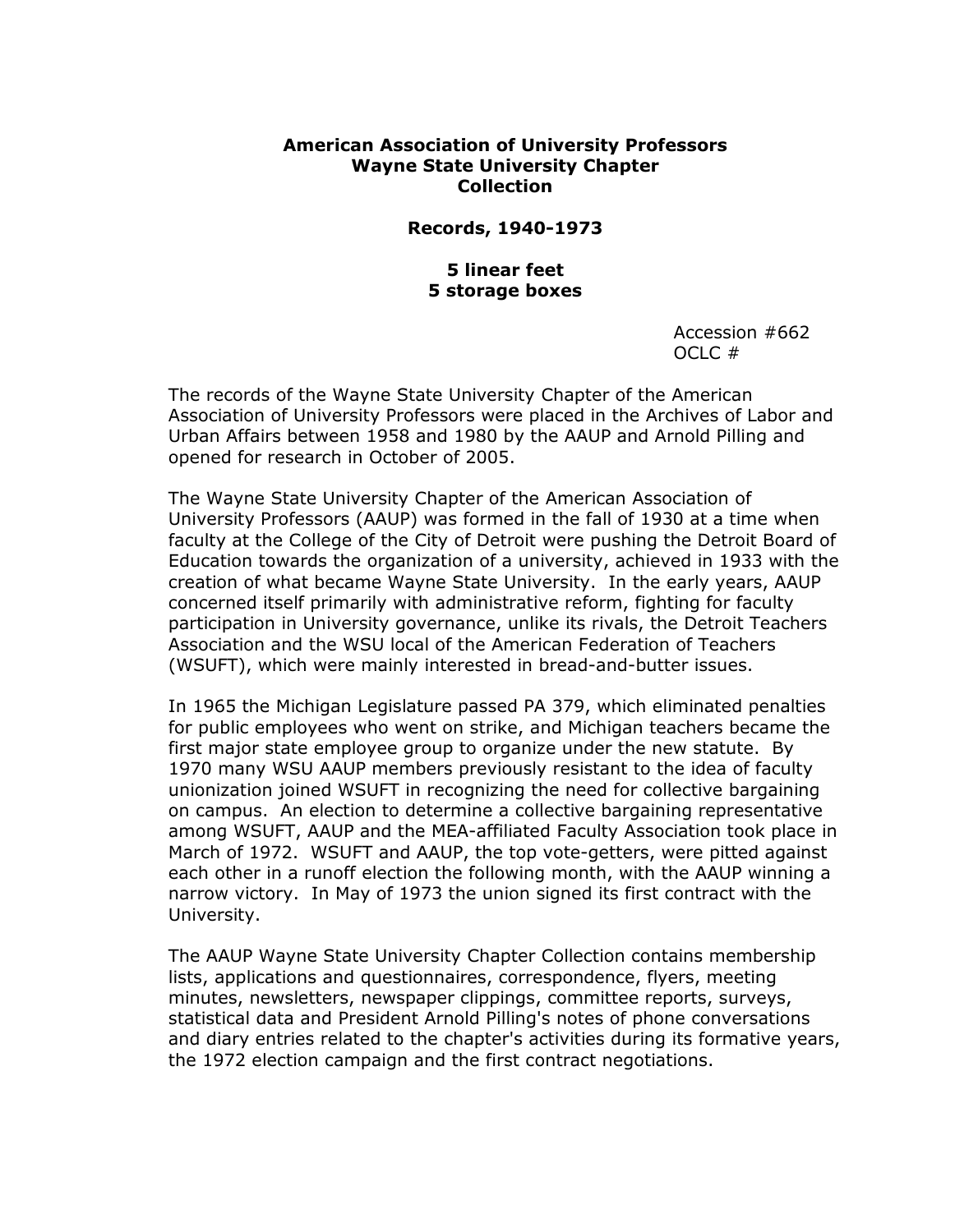**American Association of University Professors**
**Wayne State University Chapter**
**Collection**

**Records, 1940-1973**

**5 linear feet**
**5 storage boxes**

Accession #662
OCLC #

The records of the Wayne State University Chapter of the American Association of University Professors were placed in the Archives of Labor and Urban Affairs between 1958 and 1980 by the AAUP and Arnold Pilling and opened for research in October of 2005.

The Wayne State University Chapter of the American Association of University Professors (AAUP) was formed in the fall of 1930 at a time when faculty at the College of the City of Detroit were pushing the Detroit Board of Education towards the organization of a university, achieved in 1933 with the creation of what became Wayne State University. In the early years, AAUP concerned itself primarily with administrative reform, fighting for faculty participation in University governance, unlike its rivals, the Detroit Teachers Association and the WSU local of the American Federation of Teachers (WSUFT), which were mainly interested in bread-and-butter issues.

In 1965 the Michigan Legislature passed PA 379, which eliminated penalties for public employees who went on strike, and Michigan teachers became the first major state employee group to organize under the new statute. By 1970 many WSU AAUP members previously resistant to the idea of faculty unionization joined WSUFT in recognizing the need for collective bargaining on campus. An election to determine a collective bargaining representative among WSUFT, AAUP and the MEA-affiliated Faculty Association took place in March of 1972. WSUFT and AAUP, the top vote-getters, were pitted against each other in a runoff election the following month, with the AAUP winning a narrow victory. In May of 1973 the union signed its first contract with the University.

The AAUP Wayne State University Chapter Collection contains membership lists, applications and questionnaires, correspondence, flyers, meeting minutes, newsletters, newspaper clippings, committee reports, surveys, statistical data and President Arnold Pilling's notes of phone conversations and diary entries related to the chapter's activities during its formative years, the 1972 election campaign and the first contract negotiations.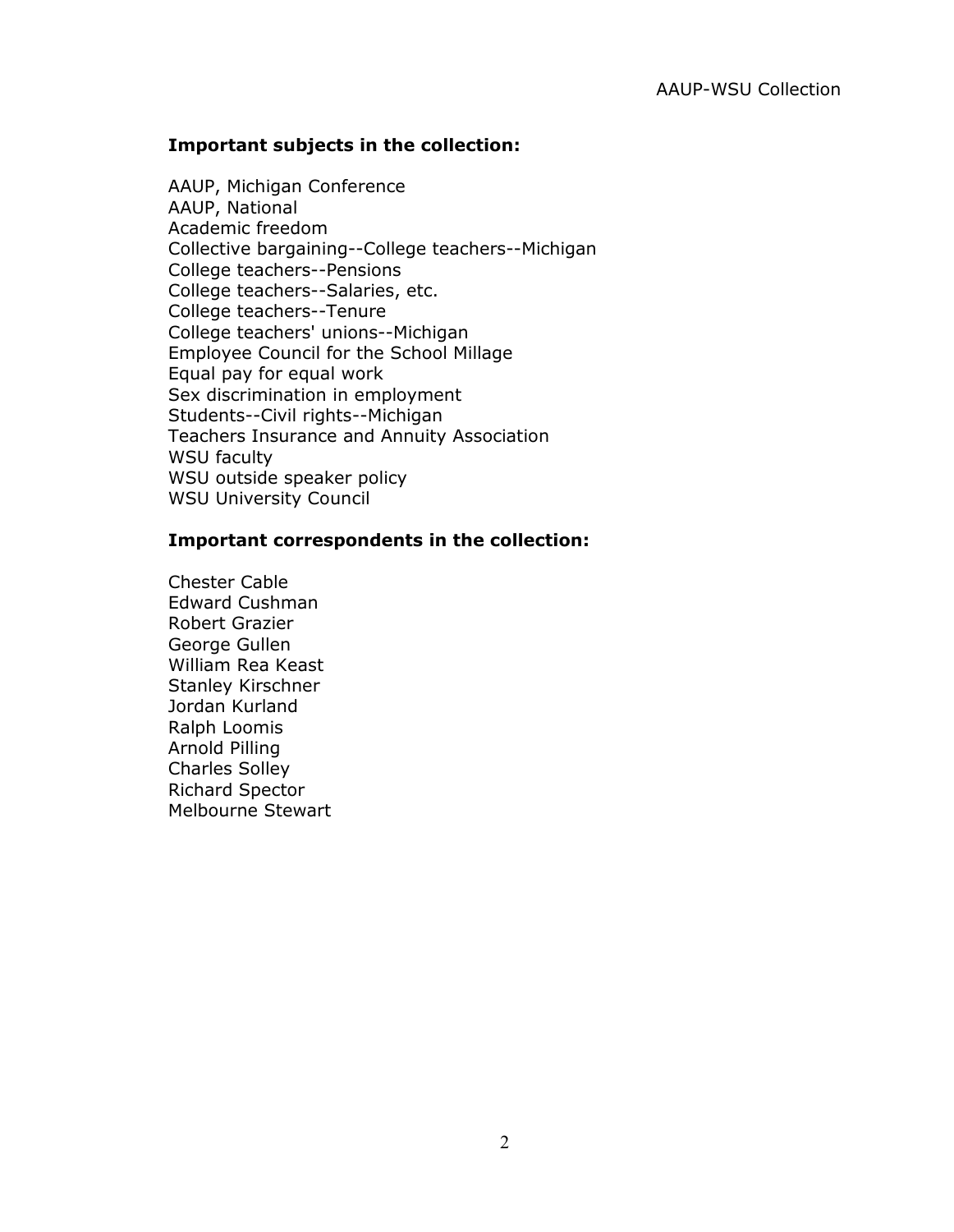**Important subjects in the collection:**

AAUP, Michigan Conference
AAUP, National
Academic freedom
Collective bargaining--College teachers--Michigan
College teachers--Pensions
College teachers--Salaries, etc.
College teachers--Tenure
College teachers' unions--Michigan
Employee Council for the School Millage
Equal pay for equal work
Sex discrimination in employment
Students--Civil rights--Michigan
Teachers Insurance and Annuity Association
WSU faculty
WSU outside speaker policy
WSU University Council

**Important correspondents in the collection:**

Chester Cable
Edward Cushman
Robert Grazier
George Gullen
William Rea Keast
Stanley Kirschner
Jordan Kurland
Ralph Loomis
Arnold Pilling
Charles Solley
Richard Spector
Melbourne Stewart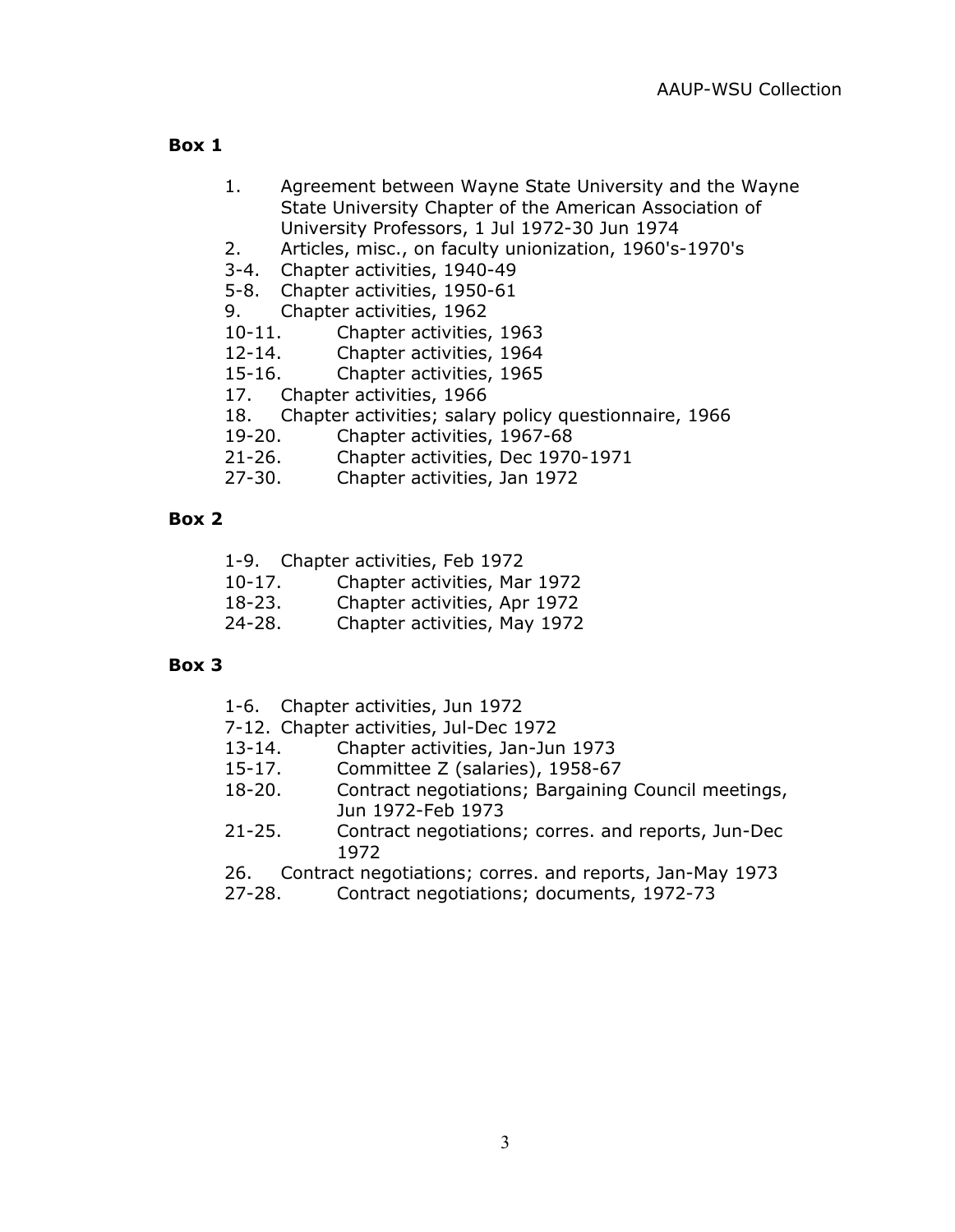## Box 1

1. Agreement between Wayne State University and the Wayne State University Chapter of the American Association of University Professors, 1 Jul 1972-30 Jun 1974
2. Articles, misc., on faculty unionization, 1960's-1970's

3-4. Chapter activities, 1940-49
5-8. Chapter activities, 1950-61
9. Chapter activities, 1962
10-11. Chapter activities, 1963
12-14. Chapter activities, 1964
15-16. Chapter activities, 1965
17. Chapter activities, 1966
18. Chapter activities; salary policy questionnaire, 1966
19-20. Chapter activities, 1967-68
21-26. Chapter activities, Dec 1970-1971
27-30. Chapter activities, Jan 1972

## Box 2

1-9. Chapter activities, Feb 1972
10-17. Chapter activities, Mar 1972
18-23. Chapter activities, Apr 1972
24-28. Chapter activities, May 1972

## Box 3

1-6. Chapter activities, Jun 1972
7-12. Chapter activities, Jul-Dec 1972
13-14. Chapter activities, Jan-Jun 1973
15-17. Committee Z (salaries), 1958-67
18-20. Contract negotiations; Bargaining Council meetings, Jun 1972-Feb 1973
21-25. Contract negotiations; corres. and reports, Jun-Dec 1972
26. Contract negotiations; corres. and reports, Jan-May 1973
27-28. Contract negotiations; documents, 1972-73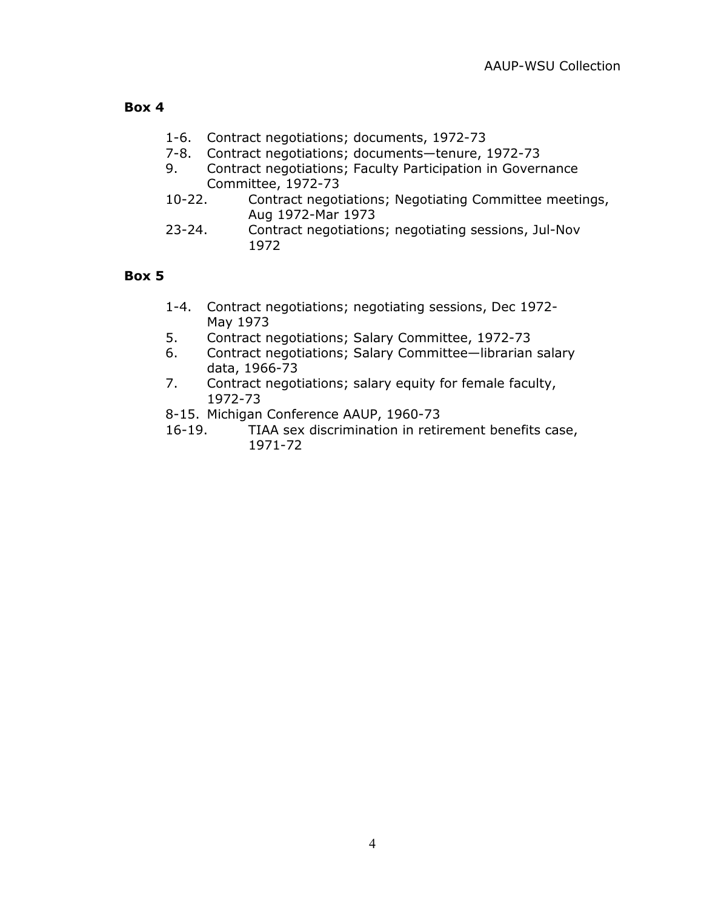## Box 4

1-6. Contract negotiations; documents, 1972-73
7-8. Contract negotiations; documents—tenure, 1972-73
9. Contract negotiations; Faculty Participation in Governance Committee, 1972-73
10-22. Contract negotiations; Negotiating Committee meetings, Aug 1972-Mar 1973
23-24. Contract negotiations; negotiating sessions, Jul-Nov 1972

## Box 5

1-4. Contract negotiations; negotiating sessions, Dec 1972-May 1973
5. Contract negotiations; Salary Committee, 1972-73
6. Contract negotiations; Salary Committee—librarian salary data, 1966-73
7. Contract negotiations; salary equity for female faculty, 1972-73
8-15. Michigan Conference AAUP, 1960-73
16-19. TIAA sex discrimination in retirement benefits case, 1971-72